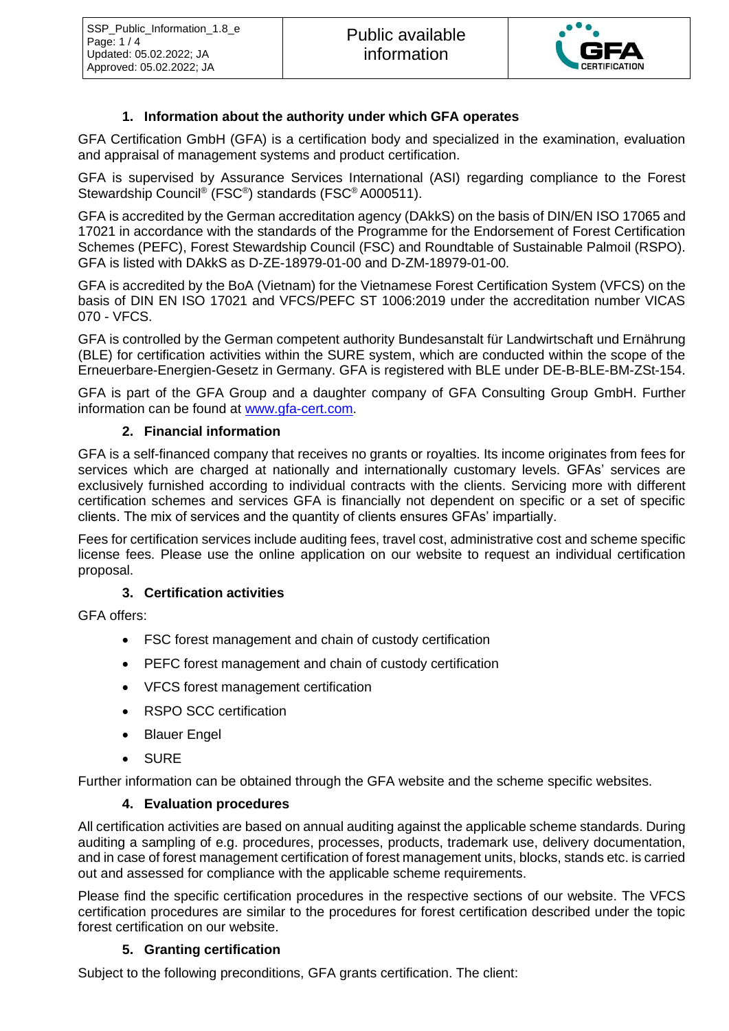| SSP_Public_Information_1.8_e<br>Page: 1 / 4<br>Updated: 05.02.2022; JA<br>Approved: 05.02.2022; JA | Public available information | GFA CERTIFICATION |
|---|---|---|

## 1. Information about the authority under which GFA operates

GFA Certification GmbH (GFA) is a certification body and specialized in the examination, evaluation and appraisal of management systems and product certification.

GFA is supervised by Assurance Services International (ASI) regarding compliance to the Forest Stewardship Council® (FSC®) standards (FSC® A000511).

GFA is accredited by the German accreditation agency (DAkkS) on the basis of DIN/EN ISO 17065 and 17021 in accordance with the standards of the Programme for the Endorsement of Forest Certification Schemes (PEFC), Forest Stewardship Council (FSC) and Roundtable of Sustainable Palmoil (RSPO). GFA is listed with DAkkS as D-ZE-18979-01-00 and D-ZM-18979-01-00.

GFA is accredited by the BoA (Vietnam) for the Vietnamese Forest Certification System (VFCS) on the basis of DIN EN ISO 17021 and VFCS/PEFC ST 1006:2019 under the accreditation number VICAS 070 - VFCS.

GFA is controlled by the German competent authority Bundesanstalt für Landwirtschaft und Ernährung (BLE) for certification activities within the SURE system, which are conducted within the scope of the Erneuerbare-Energien-Gesetz in Germany. GFA is registered with BLE under DE-B-BLE-BM-ZSt-154.

GFA is part of the GFA Group and a daughter company of GFA Consulting Group GmbH. Further information can be found at [www.gfa-cert.com](www.gfa-cert.com).

## 2. Financial information

GFA is a self-financed company that receives no grants or royalties. Its income originates from fees for services which are charged at nationally and internationally customary levels. GFAs' services are exclusively furnished according to individual contracts with the clients. Servicing more with different certification schemes and services GFA is financially not dependent on specific or a set of specific clients. The mix of services and the quantity of clients ensures GFAs' impartially.

Fees for certification services include auditing fees, travel cost, administrative cost and scheme specific license fees. Please use the online application on our website to request an individual certification proposal.

## 3. Certification activities

GFA offers:

- FSC forest management and chain of custody certification
- PEFC forest management and chain of custody certification
- VFCS forest management certification
- RSPO SCC certification
- Blauer Engel
- SURE

Further information can be obtained through the GFA website and the scheme specific websites.

## 4. Evaluation procedures

All certification activities are based on annual auditing against the applicable scheme standards. During auditing a sampling of e.g. procedures, processes, products, trademark use, delivery documentation, and in case of forest management certification of forest management units, blocks, stands etc. is carried out and assessed for compliance with the applicable scheme requirements.

Please find the specific certification procedures in the respective sections of our website. The VFCS certification procedures are similar to the procedures for forest certification described under the topic forest certification on our website.

## 5. Granting certification

Subject to the following preconditions, GFA grants certification. The client: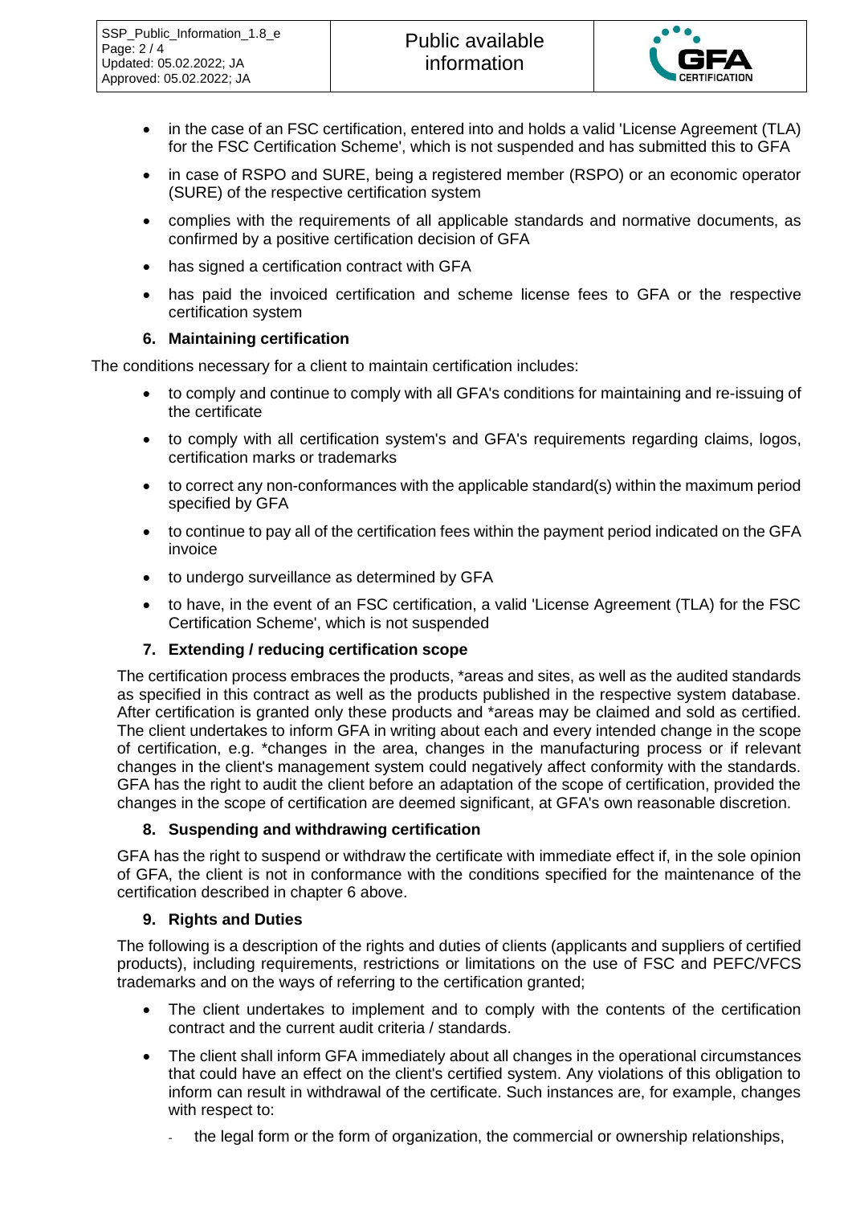- in the case of an FSC certification, entered into and holds a valid 'License Agreement (TLA) for the FSC Certification Scheme', which is not suspended and has submitted this to GFA
- in case of RSPO and SURE, being a registered member (RSPO) or an economic operator (SURE) of the respective certification system
- complies with the requirements of all applicable standards and normative documents, as confirmed by a positive certification decision of GFA
- has signed a certification contract with GFA
- has paid the invoiced certification and scheme license fees to GFA or the respective certification system

## 6. Maintaining certification

The conditions necessary for a client to maintain certification includes:

- to comply and continue to comply with all GFA's conditions for maintaining and re-issuing of the certificate
- to comply with all certification system's and GFA's requirements regarding claims, logos, certification marks or trademarks
- to correct any non-conformances with the applicable standard(s) within the maximum period specified by GFA
- to continue to pay all of the certification fees within the payment period indicated on the GFA invoice
- to undergo surveillance as determined by GFA
- to have, in the event of an FSC certification, a valid 'License Agreement (TLA) for the FSC Certification Scheme', which is not suspended

## 7. Extending / reducing certification scope

The certification process embraces the products, *areas and sites, as well as the audited standards as specified in this contract as well as the products published in the respective system database. After certification is granted only these products and *areas may be claimed and sold as certified. The client undertakes to inform GFA in writing about each and every intended change in the scope of certification, e.g. *changes in the area, changes in the manufacturing process or if relevant changes in the client's management system could negatively affect conformity with the standards. GFA has the right to audit the client before an adaptation of the scope of certification, provided the changes in the scope of certification are deemed significant, at GFA's own reasonable discretion.

## 8. Suspending and withdrawing certification

GFA has the right to suspend or withdraw the certificate with immediate effect if, in the sole opinion of GFA, the client is not in conformance with the conditions specified for the maintenance of the certification described in chapter 6 above.

## 9. Rights and Duties

The following is a description of the rights and duties of clients (applicants and suppliers of certified products), including requirements, restrictions or limitations on the use of FSC and PEFC/VFCS trademarks and on the ways of referring to the certification granted;

- The client undertakes to implement and to comply with the contents of the certification contract and the current audit criteria / standards.
- The client shall inform GFA immediately about all changes in the operational circumstances that could have an effect on the client's certified system. Any violations of this obligation to inform can result in withdrawal of the certificate. Such instances are, for example, changes with respect to:
  - the legal form or the form of organization, the commercial or ownership relationships,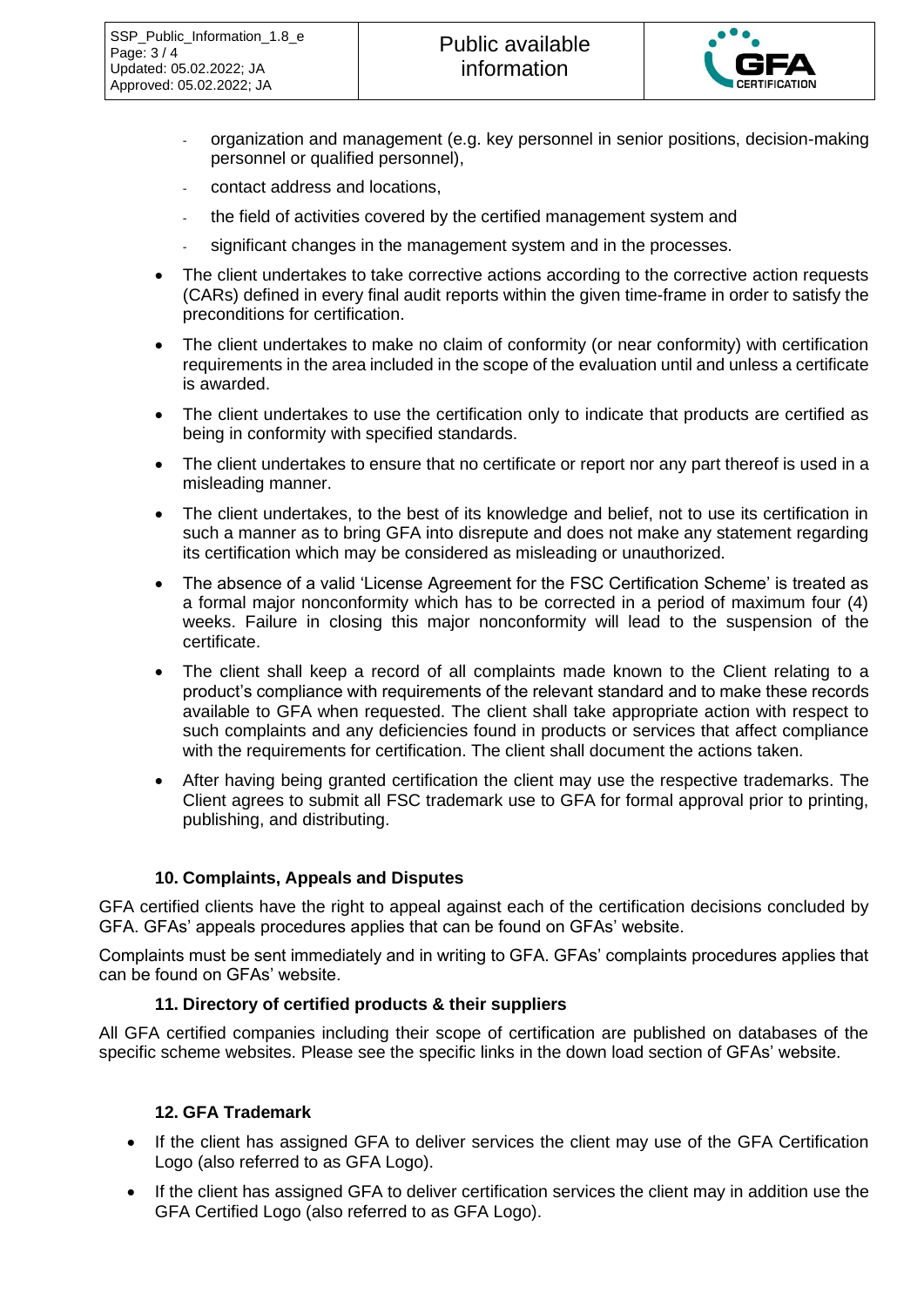- organization and management (e.g. key personnel in senior positions, decision-making personnel or qualified personnel),
- contact address and locations,
- the field of activities covered by the certified management system and
- significant changes in the management system and in the processes.

- The client undertakes to take corrective actions according to the corrective action requests (CARs) defined in every final audit reports within the given time-frame in order to satisfy the preconditions for certification.
- The client undertakes to make no claim of conformity (or near conformity) with certification requirements in the area included in the scope of the evaluation until and unless a certificate is awarded.
- The client undertakes to use the certification only to indicate that products are certified as being in conformity with specified standards.
- The client undertakes to ensure that no certificate or report nor any part thereof is used in a misleading manner.
- The client undertakes, to the best of its knowledge and belief, not to use its certification in such a manner as to bring GFA into disrepute and does not make any statement regarding its certification which may be considered as misleading or unauthorized.
- The absence of a valid 'License Agreement for the FSC Certification Scheme' is treated as a formal major nonconformity which has to be corrected in a period of maximum four (4) weeks. Failure in closing this major nonconformity will lead to the suspension of the certificate.
- The client shall keep a record of all complaints made known to the Client relating to a product's compliance with requirements of the relevant standard and to make these records available to GFA when requested. The client shall take appropriate action with respect to such complaints and any deficiencies found in products or services that affect compliance with the requirements for certification. The client shall document the actions taken.
- After having being granted certification the client may use the respective trademarks. The Client agrees to submit all FSC trademark use to GFA for formal approval prior to printing, publishing, and distributing.

### 10. Complaints, Appeals and Disputes

GFA certified clients have the right to appeal against each of the certification decisions concluded by GFA. GFAs' appeals procedures applies that can be found on GFAs' website.

Complaints must be sent immediately and in writing to GFA. GFAs' complaints procedures applies that can be found on GFAs' website.

### 11. Directory of certified products & their suppliers

All GFA certified companies including their scope of certification are published on databases of the specific scheme websites. Please see the specific links in the down load section of GFAs' website.

### 12. GFA Trademark

- If the client has assigned GFA to deliver services the client may use of the GFA Certification Logo (also referred to as GFA Logo).
- If the client has assigned GFA to deliver certification services the client may in addition use the GFA Certified Logo (also referred to as GFA Logo).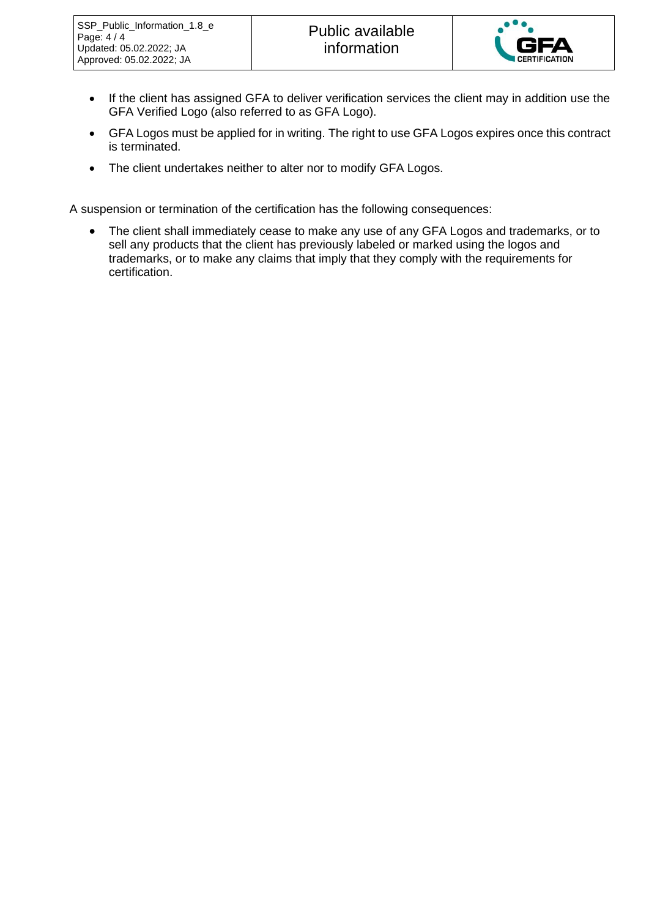- If the client has assigned GFA to deliver verification services the client may in addition use the GFA Verified Logo (also referred to as GFA Logo).
- GFA Logos must be applied for in writing. The right to use GFA Logos expires once this contract is terminated.
- The client undertakes neither to alter nor to modify GFA Logos.

A suspension or termination of the certification has the following consequences:

- The client shall immediately cease to make any use of any GFA Logos and trademarks, or to sell any products that the client has previously labeled or marked using the logos and trademarks, or to make any claims that imply that they comply with the requirements for certification.